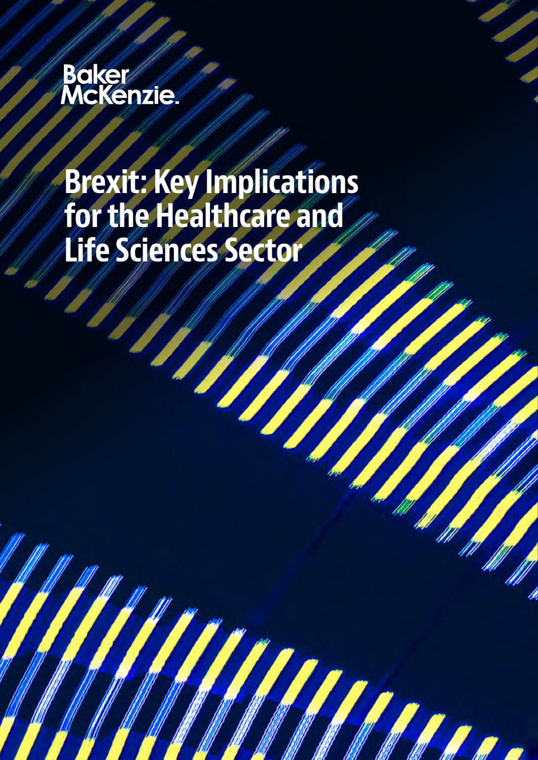Baker McKenzie.

# Brexit: Key Implications for the Healthcare and Life Sciences Sector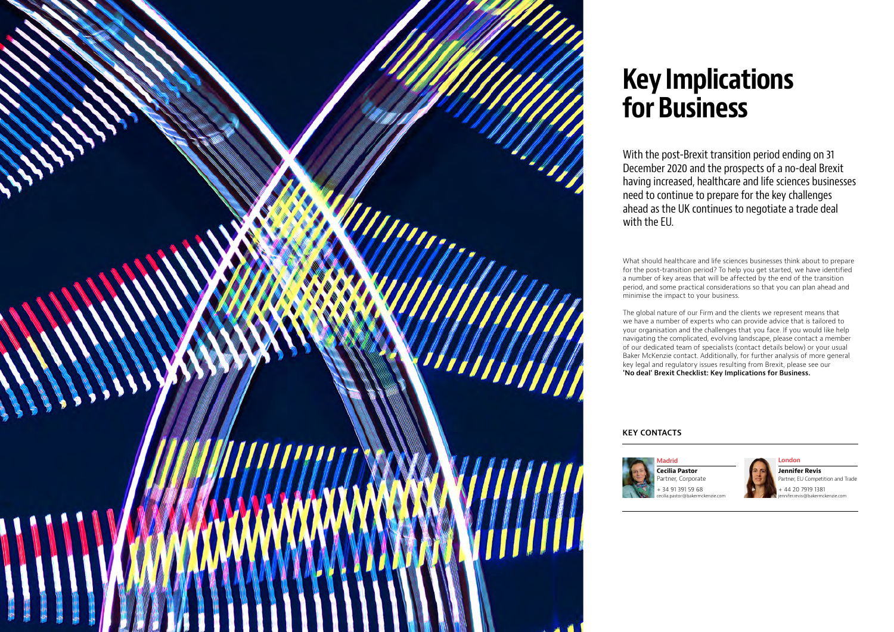# Key Implications for Business

With the post-Brexit transition period ending on 31 December 2020 and the prospects of a no-deal Brexit having increased, healthcare and life sciences businesses need to continue to prepare for the key challenges ahead as the UK continues to negotiate a trade deal with the EU.

What should healthcare and life sciences businesses think about to prepare for the post-transition period? To help you get started, we have identified a number of key areas that will be affected by the end of the transition period, and some practical considerations so that you can plan ahead and minimise the impact to your business.

The global nature of our Firm and the clients we represent means that we have a number of experts who can provide advice that is tailored to your organisation and the challenges that you face. If you would like help navigating the complicated, evolving landscape, please contact a member of our dedicated team of specialists (contact details below) or your usual Baker McKenzie contact. Additionally, for further analysis of more general key legal and regulatory issues resulting from Brexit, please see our **'No deal' Brexit Checklist: Key Implications for Business.**

## KEY CONTACTS

**Madrid**

**Cecilia Pastor**
Partner, Corporate
+ 34 91 391 59 68
cecilia.pastor@bakermckenzie.com

**London**

**Jennifer Revis**
Partner, EU Competition and Trade
+ 44 20 7919 1381
jennifer.revis@bakermckenzie.com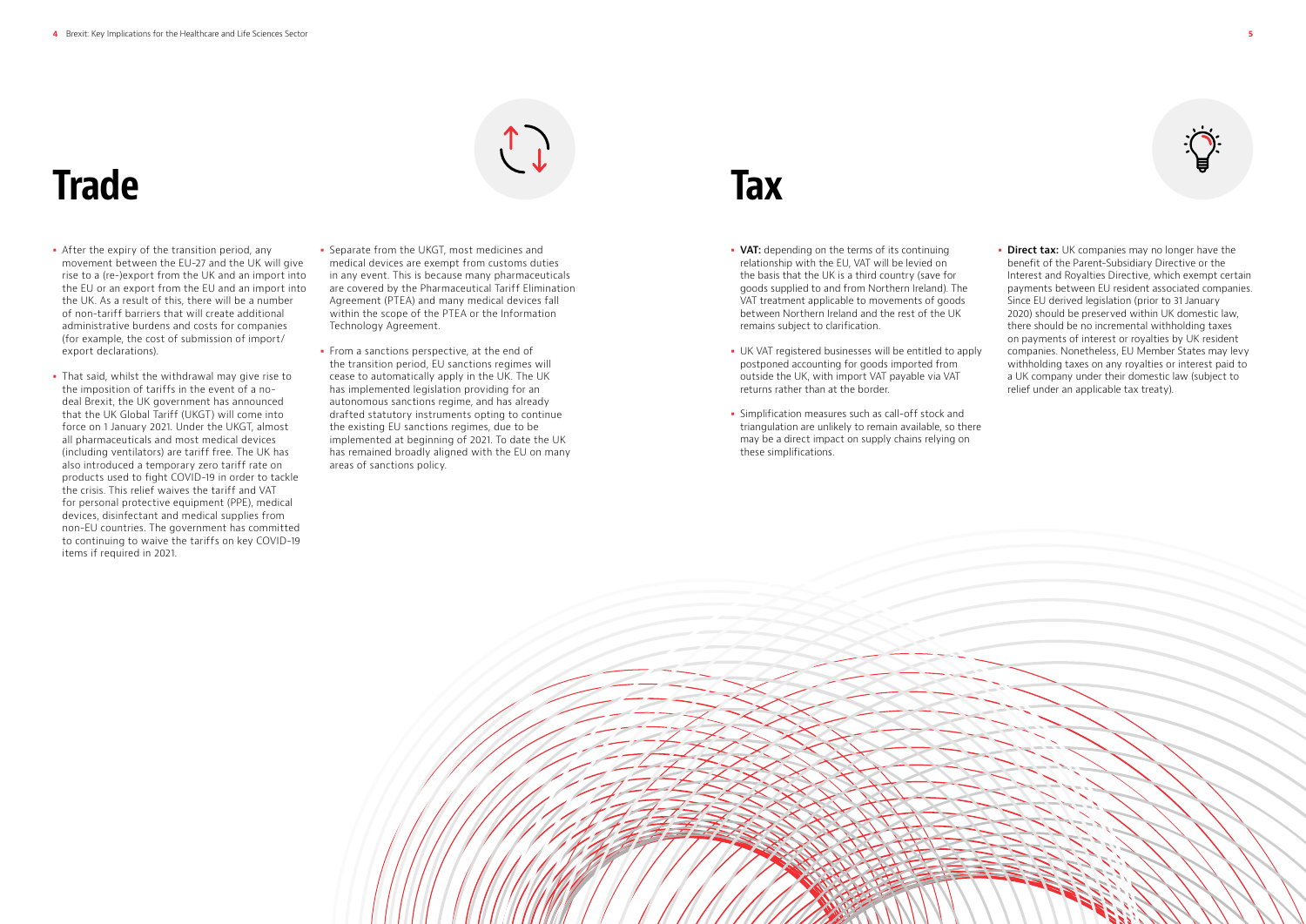# Trade

- After the expiry of the transition period, any movement between the EU-27 and the UK will give rise to a (re-)export from the UK and an import into the EU or an export from the EU and an import into the UK. As a result of this, there will be a number of non-tariff barriers that will create additional administrative burdens and costs for companies (for example, the cost of submission of import/export declarations).
- That said, whilst the withdrawal may give rise to the imposition of tariffs in the event of a no-deal Brexit, the UK government has announced that the UK Global Tariff (UKGT) will come into force on 1 January 2021. Under the UKGT, almost all pharmaceuticals and most medical devices (including ventilators) are tariff free. The UK has also introduced a temporary zero tariff rate on products used to fight COVID-19 in order to tackle the crisis. This relief waives the tariff and VAT for personal protective equipment (PPE), medical devices, disinfectant and medical supplies from non-EU countries. The government has committed to continuing to waive the tariffs on key COVID-19 items if required in 2021.
- Separate from the UKGT, most medicines and medical devices are exempt from customs duties in any event. This is because many pharmaceuticals are covered by the Pharmaceutical Tariff Elimination Agreement (PTEA) and many medical devices fall within the scope of the PTEA or the Information Technology Agreement.
- From a sanctions perspective, at the end of the transition period, EU sanctions regimes will cease to automatically apply in the UK. The UK has implemented legislation providing for an autonomous sanctions regime, and has already drafted statutory instruments opting to continue the existing EU sanctions regimes, due to be implemented at beginning of 2021. To date the UK has remained broadly aligned with the EU on many areas of sanctions policy.

# Tax

- **VAT:** depending on the terms of its continuing relationship with the EU, VAT will be levied on the basis that the UK is a third country (save for goods supplied to and from Northern Ireland). The VAT treatment applicable to movements of goods between Northern Ireland and the rest of the UK remains subject to clarification.
- UK VAT registered businesses will be entitled to apply postponed accounting for goods imported from outside the UK, with import VAT payable via VAT returns rather than at the border.
- Simplification measures such as call-off stock and triangulation are unlikely to remain available, so there may be a direct impact on supply chains relying on these simplifications.
- **Direct tax:** UK companies may no longer have the benefit of the Parent-Subsidiary Directive or the Interest and Royalties Directive, which exempt certain payments between EU resident associated companies. Since EU derived legislation (prior to 31 January 2020) should be preserved within UK domestic law, there should be no incremental withholding taxes on payments of interest or royalties by UK resident companies. Nonetheless, EU Member States may levy withholding taxes on any royalties or interest paid to a UK company under their domestic law (subject to relief under an applicable tax treaty).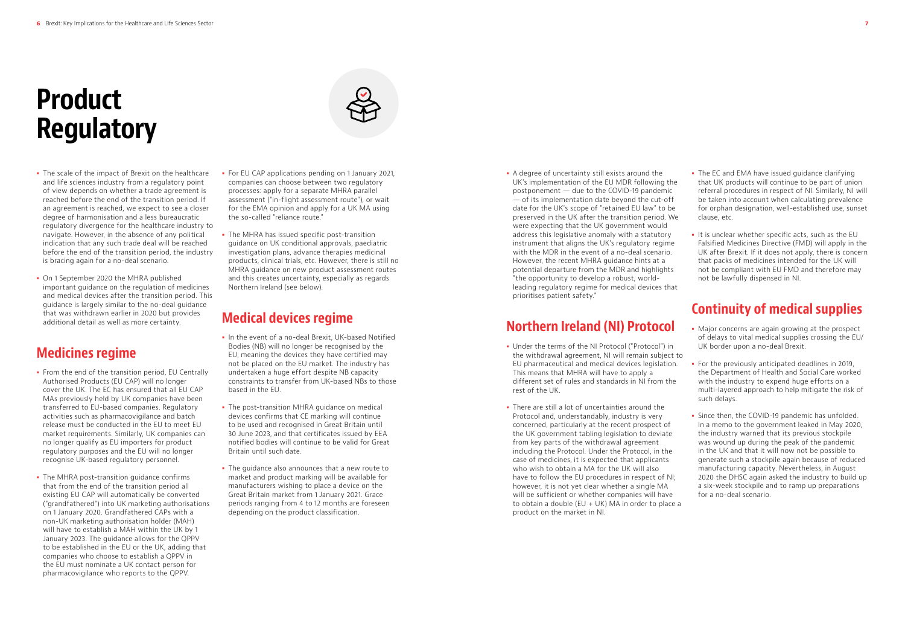# Product Regulatory

- The scale of the impact of Brexit on the healthcare and life sciences industry from a regulatory point of view depends on whether a trade agreement is reached before the end of the transition period. If an agreement is reached, we expect to see a closer degree of harmonisation and a less bureaucratic regulatory divergence for the healthcare industry to navigate. However, in the absence of any political indication that any such trade deal will be reached before the end of the transition period, the industry is bracing again for a no-deal scenario.
- On 1 September 2020 the MHRA published important guidance on the regulation of medicines and medical devices after the transition period. This guidance is largely similar to the no-deal guidance that was withdrawn earlier in 2020 but provides additional detail as well as more certainty.

## Medicines regime

- From the end of the transition period, EU Centrally Authorised Products (EU CAP) will no longer cover the UK. The EC has ensured that all EU CAP MAs previously held by UK companies have been transferred to EU-based companies. Regulatory activities such as pharmacovigilance and batch release must be conducted in the EU to meet EU market requirements. Similarly, UK companies can no longer qualify as EU importers for product regulatory purposes and the EU will no longer recognise UK-based regulatory personnel.
- The MHRA post-transition guidance confirms that from the end of the transition period all existing EU CAP will automatically be converted ("grandfathered") into UK marketing authorisations on 1 January 2020. Grandfathered CAPs with a non-UK marketing authorisation holder (MAH) will have to establish a MAH within the UK by 1 January 2023. The guidance allows for the QPPV to be established in the EU or the UK, adding that companies who choose to establish a QPPV in the EU must nominate a UK contact person for pharmacovigilance who reports to the QPPV.
- For EU CAP applications pending on 1 January 2021, companies can choose between two regulatory processes: apply for a separate MHRA parallel assessment ("in-flight assessment route"), or wait for the EMA opinion and apply for a UK MA using the so-called "reliance route."
- The MHRA has issued specific post-transition guidance on UK conditional approvals, paediatric investigation plans, advance therapies medicinal products, clinical trials, etc. However, there is still no MHRA guidance on new product assessment routes and this creates uncertainty, especially as regards Northern Ireland (see below).

## Medical devices regime

- In the event of a no-deal Brexit, UK-based Notified Bodies (NB) will no longer be recognised by the EU, meaning the devices they have certified may not be placed on the EU market. The industry has undertaken a huge effort despite NB capacity constraints to transfer from UK-based NBs to those based in the EU.
- The post-transition MHRA guidance on medical devices confirms that CE marking will continue to be used and recognised in Great Britain until 30 June 2023, and that certificates issued by EEA notified bodies will continue to be valid for Great Britain until such date.
- The guidance also announces that a new route to market and product marking will be available for manufacturers wishing to place a device on the Great Britain market from 1 January 2021. Grace periods ranging from 4 to 12 months are foreseen depending on the product classification.
- A degree of uncertainty still exists around the UK's implementation of the EU MDR following the postponement — due to the COVID-19 pandemic — of its implementation date beyond the cut-off date for the UK's scope of "retained EU law" to be preserved in the UK after the transition period. We were expecting that the UK government would address this legislative anomaly with a statutory instrument that aligns the UK's regulatory regime with the MDR in the event of a no-deal scenario. However, the recent MHRA guidance hints at a potential departure from the MDR and highlights "the opportunity to develop a robust, world-leading regulatory regime for medical devices that prioritises patient safety."

## Northern Ireland (NI) Protocol

- Under the terms of the NI Protocol ("Protocol") in the withdrawal agreement, NI will remain subject to EU pharmaceutical and medical devices legislation. This means that MHRA will have to apply a different set of rules and standards in NI from the rest of the UK.
- There are still a lot of uncertainties around the Protocol and, understandably, industry is very concerned, particularly at the recent prospect of the UK government tabling legislation to deviate from key parts of the withdrawal agreement including the Protocol. Under the Protocol, in the case of medicines, it is expected that applicants who wish to obtain a MA for the UK will also have to follow the EU procedures in respect of NI; however, it is not yet clear whether a single MA will be sufficient or whether companies will have to obtain a double (EU + UK) MA in order to place a product on the market in NI.
- The EC and EMA have issued guidance clarifying that UK products will continue to be part of union referral procedures in respect of NI. Similarly, NI will be taken into account when calculating prevalence for orphan designation, well-established use, sunset clause, etc.
- It is unclear whether specific acts, such as the EU Falsified Medicines Directive (FMD) will apply in the UK after Brexit. If it does not apply, there is concern that packs of medicines intended for the UK will not be compliant with EU FMD and therefore may not be lawfully dispensed in NI.

## Continuity of medical supplies

- Major concerns are again growing at the prospect of delays to vital medical supplies crossing the EU/UK border upon a no-deal Brexit.
- For the previously anticipated deadlines in 2019, the Department of Health and Social Care worked with the industry to expend huge efforts on a multi-layered approach to help mitigate the risk of such delays.
- Since then, the COVID-19 pandemic has unfolded. In a memo to the government leaked in May 2020, the industry warned that its previous stockpile was wound up during the peak of the pandemic in the UK and that it will now not be possible to generate such a stockpile again because of reduced manufacturing capacity. Nevertheless, in August 2020 the DHSC again asked the industry to build up a six-week stockpile and to ramp up preparations for a no-deal scenario.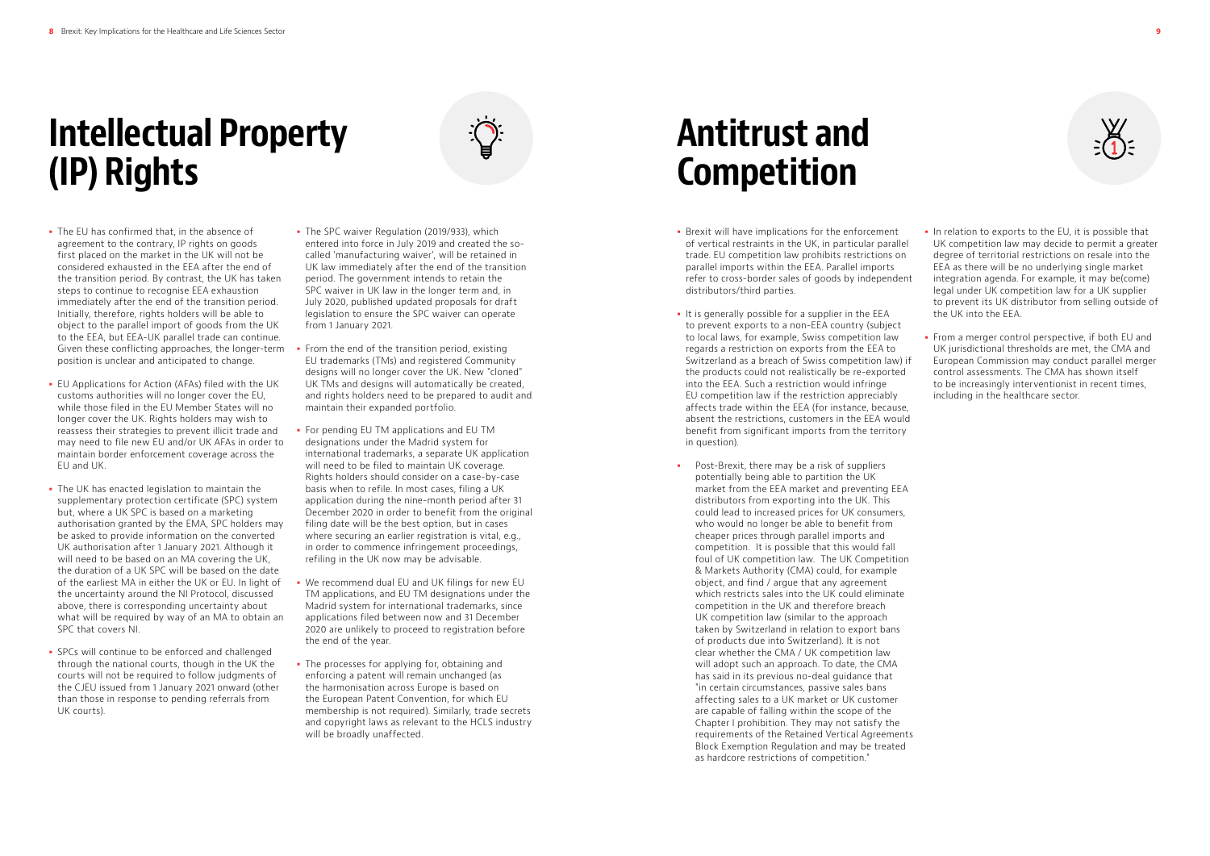# Intellectual Property (IP) Rights

- The EU has confirmed that, in the absence of agreement to the contrary, IP rights on goods first placed on the market in the UK will not be considered exhausted in the EEA after the end of the transition period. By contrast, the UK has taken steps to continue to recognise EEA exhaustion immediately after the end of the transition period. Initially, therefore, rights holders will be able to object to the parallel import of goods from the UK to the EEA, but EEA-UK parallel trade can continue. Given these conflicting approaches, the longer-term position is unclear and anticipated to change.
- EU Applications for Action (AFAs) filed with the UK customs authorities will no longer cover the EU, while those filed in the EU Member States will no longer cover the UK. Rights holders may wish to reassess their strategies to prevent illicit trade and may need to file new EU and/or UK AFAs in order to maintain border enforcement coverage across the EU and UK.
- The UK has enacted legislation to maintain the supplementary protection certificate (SPC) system but, where a UK SPC is based on a marketing authorisation granted by the EMA, SPC holders may be asked to provide information on the converted UK authorisation after 1 January 2021. Although it will need to be based on an MA covering the UK, the duration of a UK SPC will be based on the date of the earliest MA in either the UK or EU. In light of the uncertainty around the NI Protocol, discussed above, there is corresponding uncertainty about what will be required by way of an MA to obtain an SPC that covers NI.
- SPCs will continue to be enforced and challenged through the national courts, though in the UK the courts will not be required to follow judgments of the CJEU issued from 1 January 2021 onward (other than those in response to pending referrals from UK courts).
- The SPC waiver Regulation (2019/933), which entered into force in July 2019 and created the so-called 'manufacturing waiver', will be retained in UK law immediately after the end of the transition period. The government intends to retain the SPC waiver in UK law in the longer term and, in July 2020, published updated proposals for draft legislation to ensure the SPC waiver can operate from 1 January 2021.
- From the end of the transition period, existing EU trademarks (TMs) and registered Community designs will no longer cover the UK. New "cloned" UK TMs and designs will automatically be created, and rights holders need to be prepared to audit and maintain their expanded portfolio.
- For pending EU TM applications and EU TM designations under the Madrid system for international trademarks, a separate UK application will need to be filed to maintain UK coverage. Rights holders should consider on a case-by-case basis when to refile. In most cases, filing a UK application during the nine-month period after 31 December 2020 in order to benefit from the original filing date will be the best option, but in cases where securing an earlier registration is vital, e.g., in order to commence infringement proceedings, refiling in the UK now may be advisable.
- We recommend dual EU and UK filings for new EU TM applications, and EU TM designations under the Madrid system for international trademarks, since applications filed between now and 31 December 2020 are unlikely to proceed to registration before the end of the year.
- The processes for applying for, obtaining and enforcing a patent will remain unchanged (as the harmonisation across Europe is based on the European Patent Convention, for which EU membership is not required). Similarly, trade secrets and copyright laws as relevant to the HCLS industry will be broadly unaffected.

# Antitrust and Competition

- Brexit will have implications for the enforcement of vertical restraints in the UK, in particular parallel trade. EU competition law prohibits restrictions on parallel imports within the EEA. Parallel imports refer to cross-border sales of goods by independent distributors/third parties.
- It is generally possible for a supplier in the EEA to prevent exports to a non-EEA country (subject to local laws, for example, Swiss competition law regards a restriction on exports from the EEA to Switzerland as a breach of Swiss competition law) if the products could not realistically be re-exported into the EEA. Such a restriction would infringe EU competition law if the restriction appreciably affects trade within the EEA (for instance, because, absent the restrictions, customers in the EEA would benefit from significant imports from the territory in question).
- Post-Brexit, there may be a risk of suppliers potentially being able to partition the UK market from the EEA market and preventing EEA distributors from exporting into the UK. This could lead to increased prices for UK consumers, who would no longer be able to benefit from cheaper prices through parallel imports and competition. It is possible that this would fall foul of UK competition law. The UK Competition & Markets Authority (CMA) could, for example object, and find / argue that any agreement which restricts sales into the UK could eliminate competition in the UK and therefore breach UK competition law (similar to the approach taken by Switzerland in relation to export bans of products due into Switzerland). It is not clear whether the CMA / UK competition law will adopt such an approach. To date, the CMA has said in its previous no-deal guidance that "in certain circumstances, passive sales bans affecting sales to a UK market or UK customer are capable of falling within the scope of the Chapter I prohibition. They may not satisfy the requirements of the Retained Vertical Agreements Block Exemption Regulation and may be treated as hardcore restrictions of competition."
- In relation to exports to the EU, it is possible that UK competition law may decide to permit a greater degree of territorial restrictions on resale into the EEA as there will be no underlying single market integration agenda. For example, it may be(come) legal under UK competition law for a UK supplier to prevent its UK distributor from selling outside of the UK into the EEA.
- From a merger control perspective, if both EU and UK jurisdictional thresholds are met, the CMA and European Commission may conduct parallel merger control assessments. The CMA has shown itself to be increasingly interventionist in recent times, including in the healthcare sector.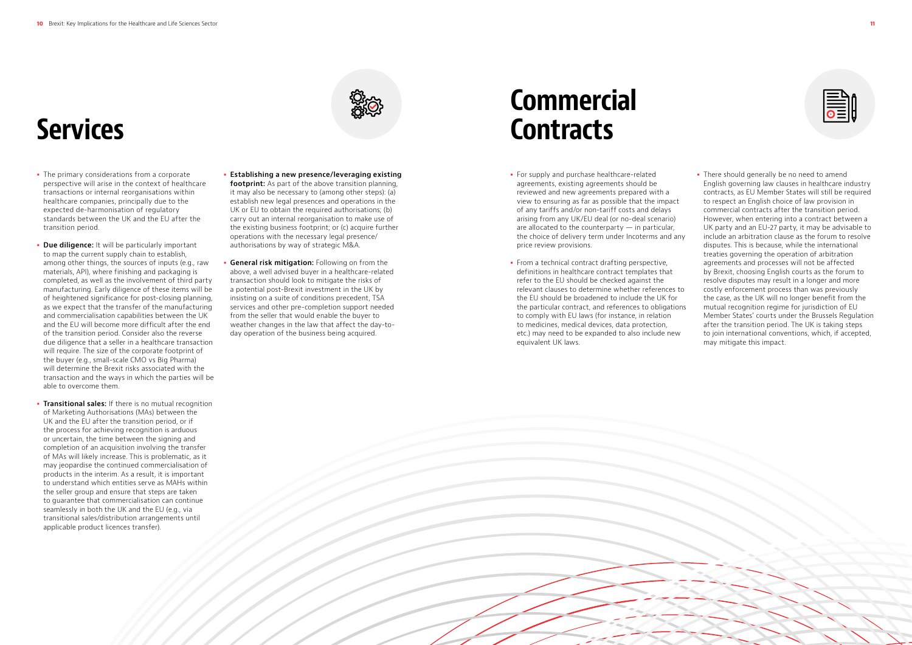# Services

- The primary considerations from a corporate perspective will arise in the context of healthcare transactions or internal reorganisations within healthcare companies, principally due to the expected de-harmonisation of regulatory standards between the UK and the EU after the transition period.
- **Due diligence:** It will be particularly important to map the current supply chain to establish, among other things, the sources of inputs (e.g., raw materials, API), where finishing and packaging is completed, as well as the involvement of third party manufacturing. Early diligence of these items will be of heightened significance for post-closing planning, as we expect that the transfer of the manufacturing and commercialisation capabilities between the UK and the EU will become more difficult after the end of the transition period. Consider also the reverse due diligence that a seller in a healthcare transaction will require. The size of the corporate footprint of the buyer (e.g., small-scale CMO vs Big Pharma) will determine the Brexit risks associated with the transaction and the ways in which the parties will be able to overcome them.
- **Transitional sales:** If there is no mutual recognition of Marketing Authorisations (MAs) between the UK and the EU after the transition period, or if the process for achieving recognition is arduous or uncertain, the time between the signing and completion of an acquisition involving the transfer of MAs will likely increase. This is problematic, as it may jeopardise the continued commercialisation of products in the interim. As a result, it is important to understand which entities serve as MAHs within the seller group and ensure that steps are taken to guarantee that commercialisation can continue seamlessly in both the UK and the EU (e.g., via transitional sales/distribution arrangements until applicable product licences transfer).
- **Establishing a new presence/leveraging existing footprint:** As part of the above transition planning, it may also be necessary to (among other steps): (a) establish new legal presences and operations in the UK or EU to obtain the required authorisations; (b) carry out an internal reorganisation to make use of the existing business footprint; or (c) acquire further operations with the necessary legal presence/authorisations by way of strategic M&A.
- **General risk mitigation:** Following on from the above, a well advised buyer in a healthcare-related transaction should look to mitigate the risks of a potential post-Brexit investment in the UK by insisting on a suite of conditions precedent, TSA services and other pre-completion support needed from the seller that would enable the buyer to weather changes in the law that affect the day-to-day operation of the business being acquired.

# Commercial Contracts

- For supply and purchase healthcare-related agreements, existing agreements should be reviewed and new agreements prepared with a view to ensuring as far as possible that the impact of any tariffs and/or non-tariff costs and delays arising from any UK/EU deal (or no-deal scenario) are allocated to the counterparty — in particular, the choice of delivery term under Incoterms and any price review provisions.
- From a technical contract drafting perspective, definitions in healthcare contract templates that refer to the EU should be checked against the relevant clauses to determine whether references to the EU should be broadened to include the UK for the particular contract, and references to obligations to comply with EU laws (for instance, in relation to medicines, medical devices, data protection, etc.) may need to be expanded to also include new equivalent UK laws.
- There should generally be no need to amend English governing law clauses in healthcare industry contracts, as EU Member States will still be required to respect an English choice of law provision in commercial contracts after the transition period. However, when entering into a contract between a UK party and an EU-27 party, it may be advisable to include an arbitration clause as the forum to resolve disputes. This is because, while the international treaties governing the operation of arbitration agreements and processes will not be affected by Brexit, choosing English courts as the forum to resolve disputes may result in a longer and more costly enforcement process than was previously the case, as the UK will no longer benefit from the mutual recognition regime for jurisdiction of EU Member States' courts under the Brussels Regulation after the transition period. The UK is taking steps to join international conventions, which, if accepted, may mitigate this impact.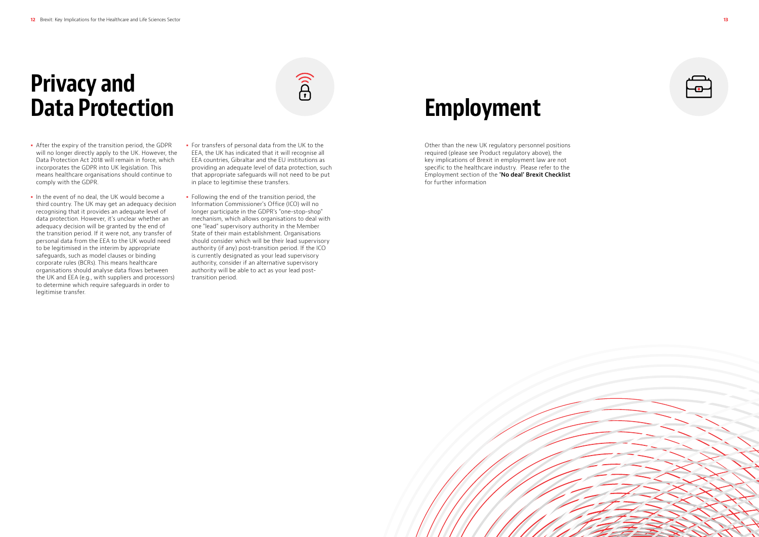# Privacy and Data Protection

- After the expiry of the transition period, the GDPR will no longer directly apply to the UK. However, the Data Protection Act 2018 will remain in force, which incorporates the GDPR into UK legislation. This means healthcare organisations should continue to comply with the GDPR.
- In the event of no deal, the UK would become a third country. The UK may get an adequacy decision recognising that it provides an adequate level of data protection. However, it's unclear whether an adequacy decision will be granted by the end of the transition period. If it were not, any transfer of personal data from the EEA to the UK would need to be legitimised in the interim by appropriate safeguards, such as model clauses or binding corporate rules (BCRs). This means healthcare organisations should analyse data flows between the UK and EEA (e.g., with suppliers and processors) to determine which require safeguards in order to legitimise transfer.
- For transfers of personal data from the UK to the EEA, the UK has indicated that it will recognise all EEA countries, Gibraltar and the EU institutions as providing an adequate level of data protection, such that appropriate safeguards will not need to be put in place to legitimise these transfers.
- Following the end of the transition period, the Information Commissioner's Office (ICO) will no longer participate in the GDPR's "one-stop-shop" mechanism, which allows organisations to deal with one "lead" supervisory authority in the Member State of their main establishment. Organisations should consider which will be their lead supervisory authority (if any) post-transition period. If the ICO is currently designated as your lead supervisory authority, consider if an alternative supervisory authority will be able to act as your lead post-transition period.

# Employment

Other than the new UK regulatory personnel positions required (please see Product regulatory above), the key implications of Brexit in employment law are not specific to the healthcare industry. Please refer to the Employment section of the **'No deal' Brexit Checklist** for further information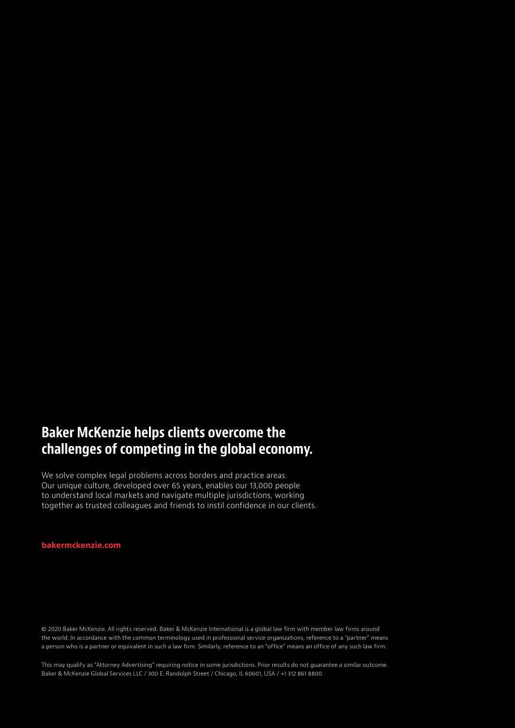## Baker McKenzie helps clients overcome the challenges of competing in the global economy.

We solve complex legal problems across borders and practice areas. Our unique culture, developed over 65 years, enables our 13,000 people to understand local markets and navigate multiple jurisdictions, working together as trusted colleagues and friends to instil confidence in our clients.

**bakermckenzie.com**

© 2020 Baker McKenzie. All rights reserved. Baker & McKenzie International is a global law firm with member law firms around the world. In accordance with the common terminology used in professional service organizations, reference to a "partner" means a person who is a partner or equivalent in such a law firm. Similarly, reference to an "office" means an office of any such law firm.

This may qualify as "Attorney Advertising" requiring notice in some jurisdictions. Prior results do not guarantee a similar outcome. Baker & McKenzie Global Services LLC / 300 E. Randolph Street / Chicago, IL 60601, USA / +1 312 861 8800.